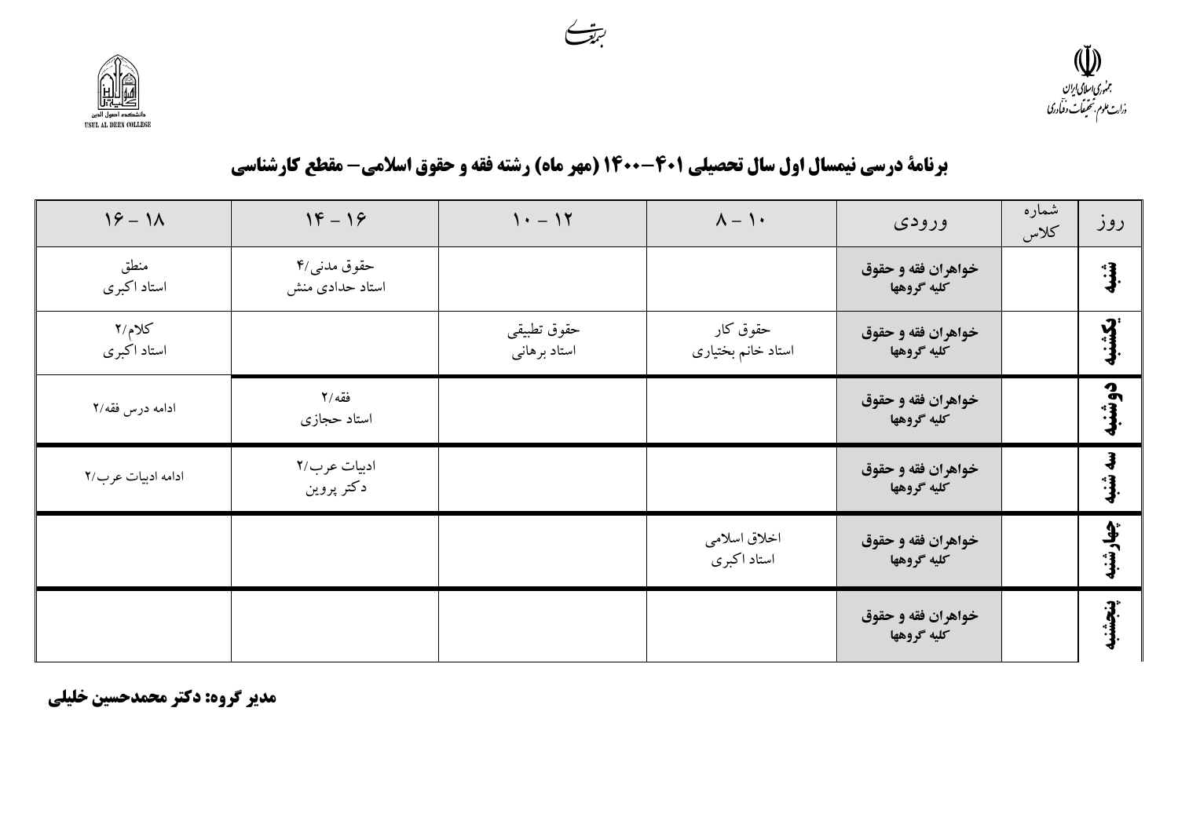بسمه تعالی

جمهوری اسلامی ایران
وزارت علوم، تحقیقات و فناوری

دانشکده اصول الدین
USUL AL DEEN COLLEGE

## برنامهٔ درسی نیمسال اول سال تحصیلی ۱۴۰۱-۱۴۰۰ (مهر ماه) رشته فقه و حقوق اسلامی– مقطع کارشناسی

| روز | شماره کلاس | ورودی | ۸ – ۱۰ | ۱۰ – ۱۲ | ۱۴ – ۱۶ | ۱۶ – ۱۸ |
|---|---|---|---|---|---|---|
| شنبه | | **خواهران فقه و حقوق** کلیه گروهها | | | حقوق مدنی/۴ استاد حدادی منش | منطق استاد اکبری |
| یکشنبه | | **خواهران فقه و حقوق** کلیه گروهها | حقوق کار استاد خانم بختیاری | حقوق تطبیقی استاد برهانی | | کلام/۲ استاد اکبری |
| دوشنبه | | **خواهران فقه و حقوق** کلیه گروهها | | | فقه/۲ استاد حجازی | ادامه درس فقه/۲ |
| سه شنبه | | **خواهران فقه و حقوق** کلیه گروهها | | | ادبیات عرب/۲ دکتر پروین | ادامه ادبیات عرب/۲ |
| چهارشنبه | | **خواهران فقه و حقوق** کلیه گروهها | اخلاق اسلامی استاد اکبری | | | |
| پنجشنبه | | **خواهران فقه و حقوق** کلیه گروهها | | | | |

**مدیر گروه: دکتر محمدحسین خلیلی**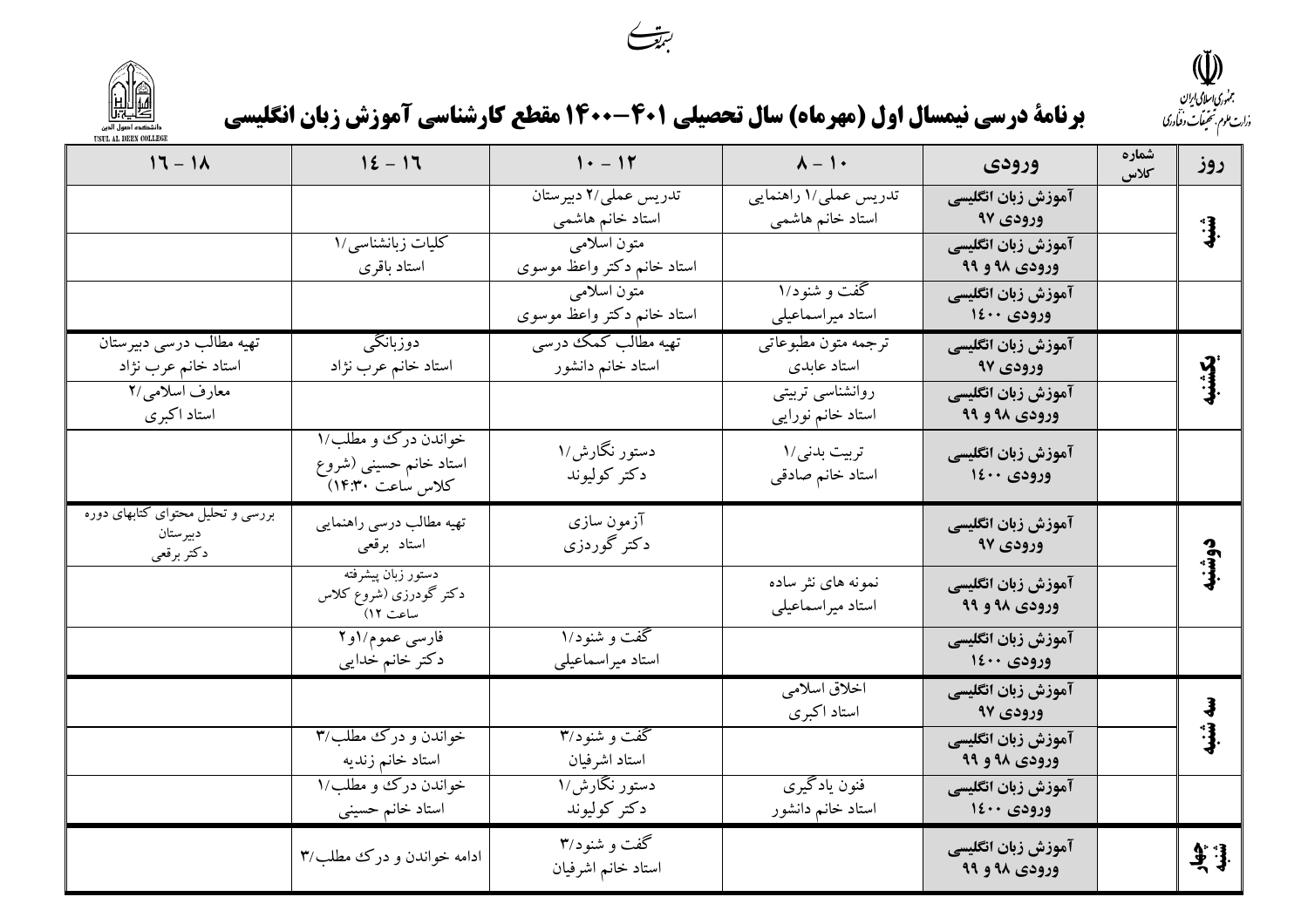بسمه تعالی

جمهوری اسلامی ایران
وزارت علوم، تحقیقات و فناوری

دانشکده اصول الدین
USUL AL DEEN COLLEGE

# برنامهٔ درسی نیمسال اول (مهرماه) سال تحصیلی ۱۴۰۱-۱۴۰۰ مقطع کارشناسی آموزش زبان انگلیسی

| روز | شماره کلاس | ورودی | ۱۰ - ۸ | ۱۲ - ۱۰ | ۱۶ - ۱۴ | ۱۸ - ۱۶ |
|---|---|---|---|---|---|---|
| شنبه | | آموزش زبان انگلیسی ورودی ۹۷ | تدریس عملی/۱ راهنمایی استاد خانم هاشمی | تدریس عملی/۲ دبیرستان استاد خانم هاشمی | | |
| | | آموزش زبان انگلیسی ورودی ۹۸ و ۹۹ | | متون اسلامی استاد خانم دکتر واعظ موسوی | کلیات زبانشناسی/۱ استاد باقری | |
| | | آموزش زبان انگلیسی ورودی ۱۴۰۰ | گفت و شنود/۱ استاد میراسماعیلی | متون اسلامی استاد خانم دکتر واعظ موسوی | | |
| یکشنبه | | آموزش زبان انگلیسی ورودی ۹۷ | ترجمه متون مطبوعاتی استاد عابدی | تهیه مطالب کمک درسی استاد خانم دانشور | دوزبانگی استاد خانم عرب نژاد | تهیه مطالب درسی دبیرستان استاد خانم عرب نژاد |
| | | آموزش زبان انگلیسی ورودی ۹۸ و ۹۹ | روانشناسی تربیتی استاد خانم نورایی | | | معارف اسلامی/۲ استاد اکبری |
| | | آموزش زبان انگلیسی ورودی ۱۴۰۰ | تربیت بدنی/۱ استاد خانم صادقی | دستور نگارش/۱ دکتر کولیوند | خواندن درک و مطلب/۱ استاد خانم حسینی (شروع کلاس ساعت ۱۴:۳۰) | |
| دوشنبه | | آموزش زبان انگلیسی ورودی ۹۷ | | آزمون سازی دکتر گوردزی | تهیه مطالب درسی راهنمایی استاد برقعی | بررسی و تحلیل محتوای کتابهای دوره دبیرستان دکتر برقعی |
| | | آموزش زبان انگلیسی ورودی ۹۸ و ۹۹ | نمونه های نثر ساده استاد میراسماعیلی | | دستور زبان پیشرفته دکتر گودرزی (شروع کلاس ساعت ۱۲) | |
| | | آموزش زبان انگلیسی ورودی ۱۴۰۰ | | گفت و شنود/۱ استاد میراسماعیلی | فارسی عموم/۱و۲ دکتر خانم خدایی | |
| سه شنبه | | آموزش زبان انگلیسی ورودی ۹۷ | اخلاق اسلامی استاد اکبری | | | |
| | | آموزش زبان انگلیسی ورودی ۹۸ و ۹۹ | | گفت و شنود/۳ استاد اشرفیان | خواندن و درک مطلب/۳ استاد خانم زندیه | |
| | | آموزش زبان انگلیسی ورودی ۱۴۰۰ | فنون یادگیری استاد خانم دانشور | دستور نگارش/۱ دکتر کولیوند | خواندن درک و مطلب/۱ استاد خانم حسینی | |
| چهارشنبه | | آموزش زبان انگلیسی ورودی ۹۸ و ۹۹ | | گفت و شنود/۳ استاد خانم اشرفیان | ادامه خواندن و درک مطلب/۳ | |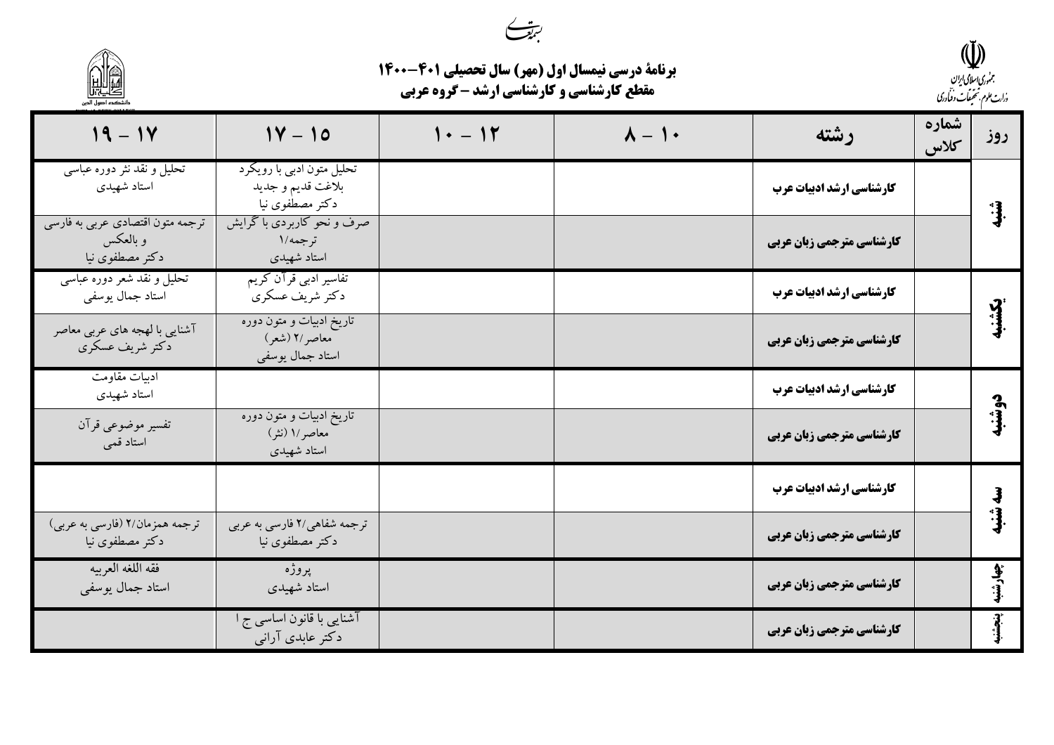بسمه تعالی

جمهوری اسلامی ایران
وزارت علوم، تحقیقات و فناوری

دانشکده اصول الدین

## برنامهٔ درسی نیمسال اول (مهر) سال تحصیلی ۴۰۱–۱۴۰۰
## مقطع کارشناسی و کارشناسی ارشد – گروه عربی

| روز | شماره کلاس | رشته | ۱۰ – ۸ | ۱۲ – ۱۰ | ۱۷ – ۱۵ | ۱۹ – ۱۷ |
|---|---|---|---|---|---|---|
| شنبه | | **کارشناسی ارشد ادبیات عرب** | | | تحلیل متون ادبی با رویکرد بلاغت قدیم و جدید<br>دکتر مصطفوی نیا | تحلیل و نقد نثر دوره عباسی<br>استاد شهیدی |
| | | **کارشناسی مترجمی زبان عربی** | | | صرف و نحو کاربردی با گرایش ترجمه/۱<br>استاد شهیدی | ترجمه متون اقتصادی عربی به فارسی و بالعکس<br>دکتر مصطفوی نیا |
| یکشنبه | | **کارشناسی ارشد ادبیات عرب** | | | تفاسیر ادبی قرآن کریم<br>دکتر شریف عسکری | تحلیل و نقد شعر دوره عباسی<br>استاد جمال یوسفی |
| | | **کارشناسی مترجمی زبان عربی** | | | تاریخ ادبیات و متون دوره معاصر/۲ (شعر)<br>استاد جمال یوسفی | آشنایی با لهجه های عربی معاصر<br>دکتر شریف عسکری |
| دوشنبه | | **کارشناسی ارشد ادبیات عرب** | | | | ادبیات مقاومت<br>استاد شهیدی |
| | | **کارشناسی مترجمی زبان عربی** | | | تاریخ ادبیات و متون دوره معاصر/۱ (نثر)<br>استاد شهیدی | تفسیر موضوعی قرآن<br>استاد قمی |
| سه شنبه | | **کارشناسی ارشد ادبیات عرب** | | | | |
| | | **کارشناسی مترجمی زبان عربی** | | | ترجمه شفاهی/۲ فارسی به عربی<br>دکتر مصطفوی نیا | ترجمه همزمان/۲ (فارسی به عربی)<br>دکتر مصطفوی نیا |
| چهارشنبه | | **کارشناسی مترجمی زبان عربی** | | | پروژه<br>استاد شهیدی | فقه اللغه العربیه<br>استاد جمال یوسفی |
| پنجشنبه | | **کارشناسی مترجمی زبان عربی** | | | آشنایی با قانون اساسی ج ا<br>دکتر عابدی آرانی | |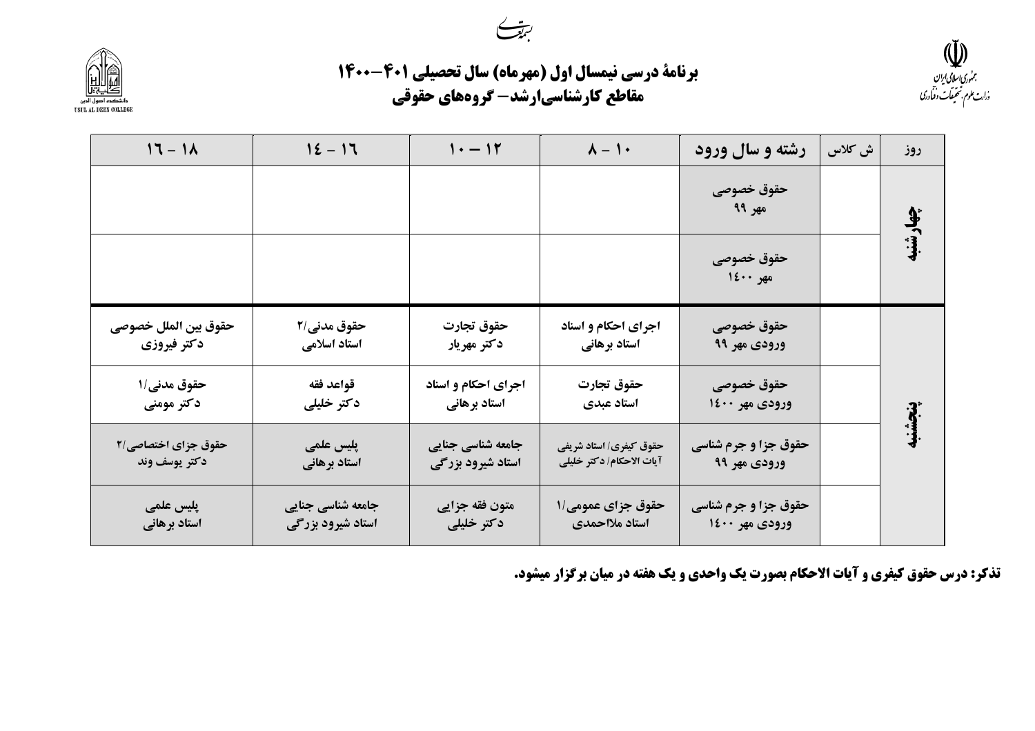بسمه تعالی

# برنامهٔ درسی نیمسال اول (مهرماه) سال تحصیلی ۱۴۰۱-۱۴۰۰
## مقاطع کارشناسی‌ارشد- گروه‌های حقوقی

| روز | ش کلاس | رشته و سال ورود | ۸ - ۱۰ | ۱۰ - ۱۲ | ۱۴ - ۱۶ | ۱۶ - ۱۸ |
|---|---|---|---|---|---|---|
| چهارشنبه | | حقوق خصوصی مهر ۹۹ | | | | |
| | | حقوق خصوصی مهر ۱۴۰۰ | | | | |
| پنجشنبه | | حقوق خصوصی ورودی مهر ۹۹ | اجرای احکام و اسناد استاد برهانی | حقوق تجارت دکتر مهریار | حقوق مدنی/۲ استاد اسلامی | حقوق بین الملل خصوصی دکتر فیروزی |
| | | حقوق خصوصی ورودی مهر ۱۴۰۰ | حقوق تجارت استاد عبدی | اجرای احکام و اسناد استاد برهانی | قواعد فقه دکتر خلیلی | حقوق مدنی/۱ دکتر مومنی |
| | | حقوق جزا و جرم شناسی ورودی مهر ۹۹ | حقوق کیفری/ استاد شریفی آیات الاحکام/ دکتر خلیلی | جامعه شناسی جنایی استاد شیرود بزرگی | پلیس علمی استاد برهانی | حقوق جزای اختصاصی/۲ دکتر یوسف وند |
| | | حقوق جزا و جرم شناسی ورودی مهر ۱۴۰۰ | حقوق جزای عمومی/۱ استاد ملااحمدی | متون فقه جزایی دکتر خلیلی | جامعه شناسی جنایی استاد شیرود بزرگی | پلیس علمی استاد برهانی |

**تذکر: درس حقوق کیفری و آیات الاحکام بصورت یک واحدی و یک هفته در میان برگزار میشود.**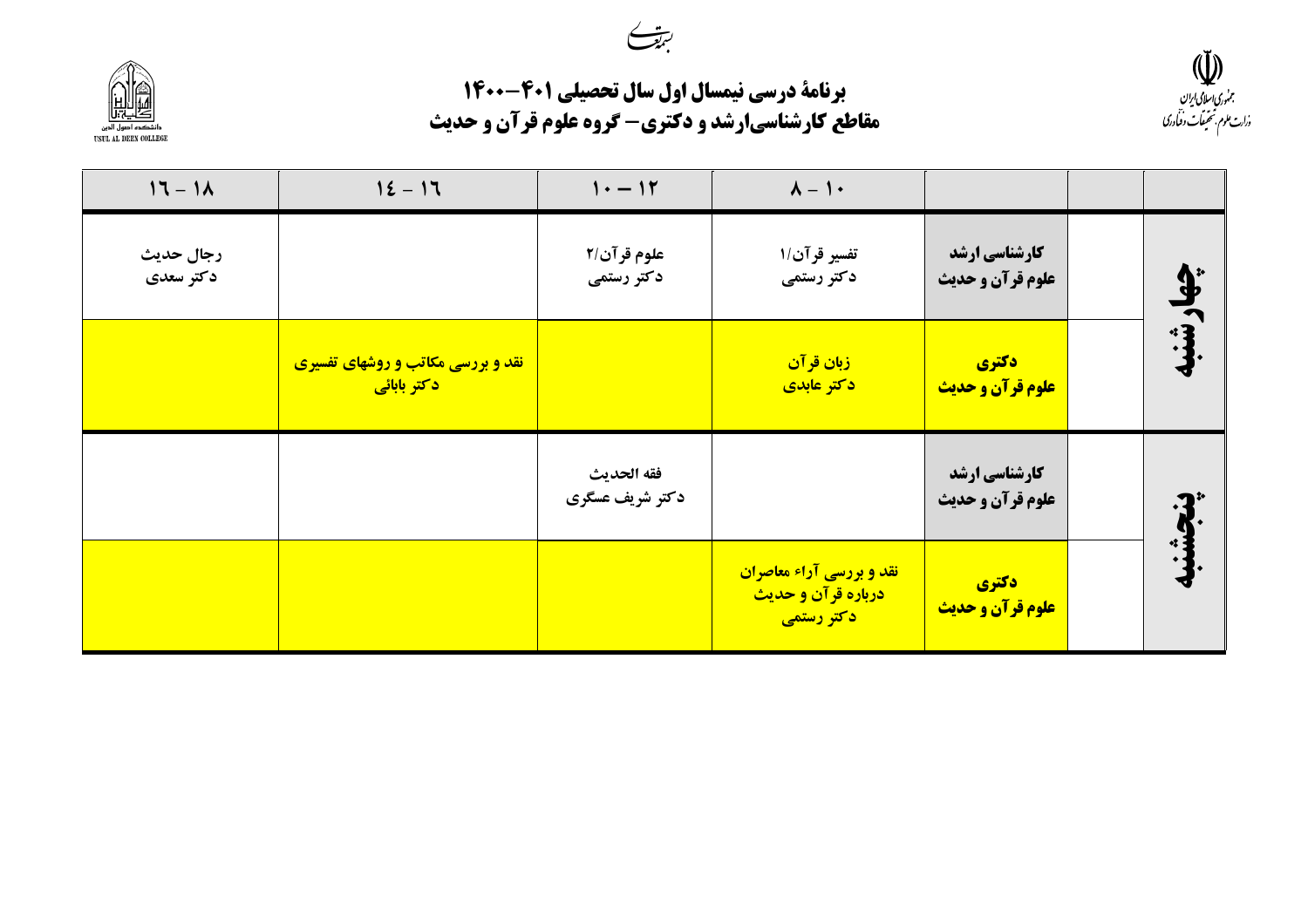بسمه تعالی

جمهوری اسلامی ایران
وزارت علوم، تحقیقات و فناوری

دانشکده اصول الدین
USUL AL DEEN COLLEGE

## برنامهٔ درسی نیمسال اول سال تحصیلی ۱۴۰۱-۱۴۰۰
## مقاطع کارشناسی‌ارشد و دکتری– گروه علوم قرآن و حدیث

| | | | ۸ – ۱۰ | ۱۰ – ۱۲ | ۱۴ – ۱۶ | ۱۶ – ۱۸ |
|---|---|---|---|---|---|---|
| چهارشنبه | | کارشناسی ارشد علوم قرآن و حدیث | تفسیر قرآن/۱ دکتر رستمی | علوم قرآن/۲ دکتر رستمی | | رجال حدیث دکتر سعدی |
| | | دکتری علوم قرآن و حدیث | زبان قرآن دکتر عابدی | | نقد و بررسی مکاتب و روشهای تفسیری دکتر بابائی | |
| پنجشنبه | | کارشناسی ارشد علوم قرآن و حدیث | | فقه الحدیث دکتر شریف عسگری | | |
| | | دکتری علوم قرآن و حدیث | نقد و بررسی آراء معاصران درباره قرآن و حدیث دکتر رستمی | | | |